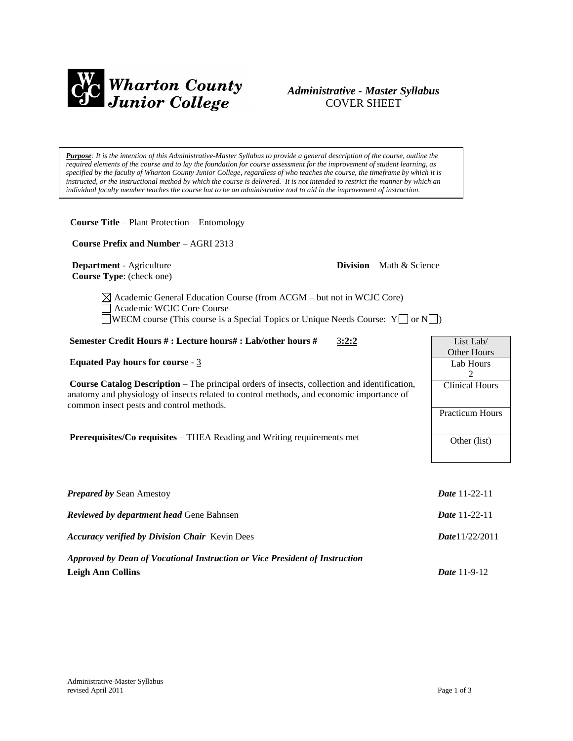**Wharton County Junior College**

***Administrative - Master Syllabus***
COVER SHEET

***Purpose**: It is the intention of this Administrative-Master Syllabus to provide a general description of the course, outline the required elements of the course and to lay the foundation for course assessment for the improvement of student learning, as specified by the faculty of Wharton County Junior College, regardless of who teaches the course, the timeframe by which it is instructed, or the instructional method by which the course is delivered. It is not intended to restrict the manner by which an individual faculty member teaches the course but to be an administrative tool to aid in the improvement of instruction.*

**Course Title** – Plant Protection – Entomology

**Course Prefix and Number** – AGRI 2313

**Department** - Agriculture **Division** – Math & Science

**Course Type**: (check one)

☒ Academic General Education Course (from ACGM – but not in WCJC Core)
☐ Academic WCJC Core Course
☐ WECM course (This course is a Special Topics or Unique Needs Course: Y☐ or N☐)

**Semester Credit Hours # : Lecture hours# : Lab/other hours #** 3**:2:2**

**Equated Pay hours for course** - 3

**Course Catalog Description** – The principal orders of insects, collection and identification, anatomy and physiology of insects related to control methods, and economic importance of common insect pests and control methods.

**Prerequisites/Co requisites** – THEA Reading and Writing requirements met

| List Lab/ Other Hours |
|---|
| Lab Hours 2 |
| Clinical Hours |
| Practicum Hours |
| Other (list) |

***Prepared by*** Sean Amestoy ***Date*** 11-22-11

***Reviewed by department head*** Gene Bahnsen ***Date*** 11-22-11

***Accuracy verified by Division Chair*** Kevin Dees ***Date***11/22/2011

***Approved by Dean of Vocational Instruction or Vice President of Instruction***
**Leigh Ann Collins** ***Date*** 11-9-12

Administrative-Master Syllabus
revised April 2011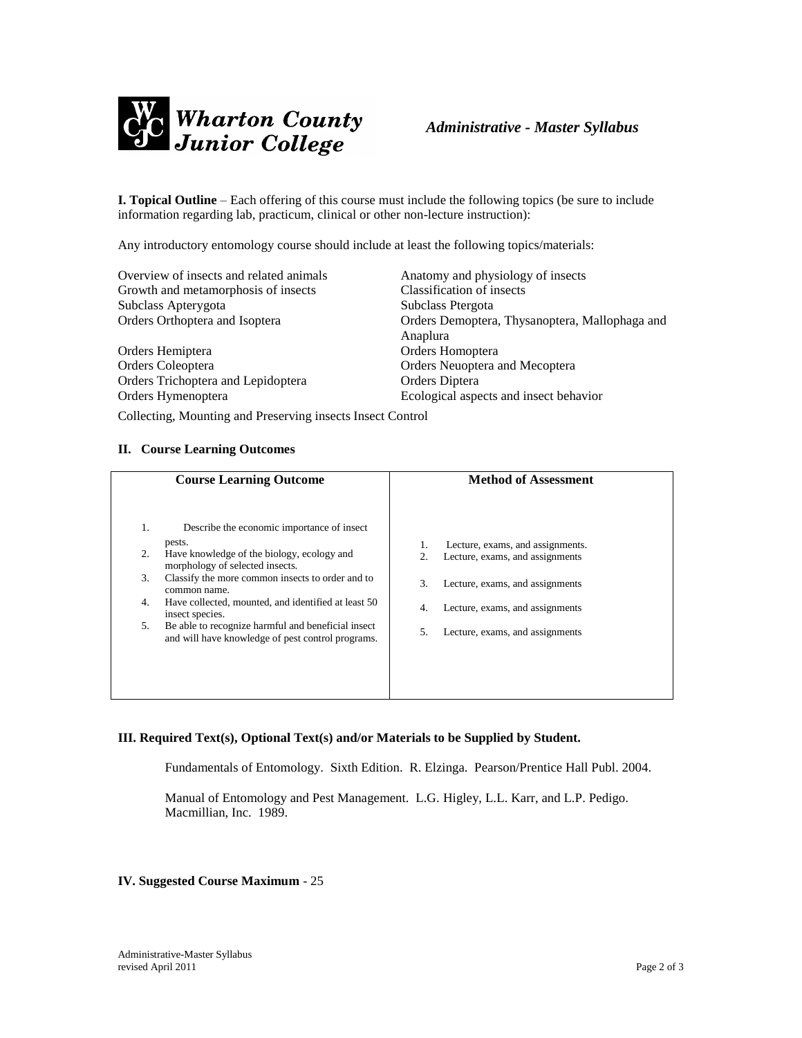**I. Topical Outline** – Each offering of this course must include the following topics (be sure to include information regarding lab, practicum, clinical or other non-lecture instruction):

Any introductory entomology course should include at least the following topics/materials:

Overview of insects and related animals
Anatomy and physiology of insects
Growth and metamorphosis of insects
Classification of insects
Subclass Apterygota
Subclass Ptergota
Orders Orthoptera and Isoptera
Orders Demoptera, Thysanoptera, Mallophaga and Anaplura
Orders Hemiptera
Orders Homoptera
Orders Coleoptera
Orders Neuoptera and Mecoptera
Orders Trichoptera and Lepidoptera
Orders Diptera
Orders Hymenoptera
Ecological aspects and insect behavior
Collecting, Mounting and Preserving insects Insect Control

**II. Course Learning Outcomes**

| Course Learning Outcome | Method of Assessment |
|---|---|
| 1. Describe the economic importance of insect pests. | 1. Lecture, exams, and assignments. |
| 2. Have knowledge of the biology, ecology and morphology of selected insects. | 2. Lecture, exams, and assignments |
| 3. Classify the more common insects to order and to common name. | 3. Lecture, exams, and assignments |
| 4. Have collected, mounted, and identified at least 50 insect species. | 4. Lecture, exams, and assignments |
| 5. Be able to recognize harmful and beneficial insect and will have knowledge of pest control programs. | 5. Lecture, exams, and assignments |

**III. Required Text(s), Optional Text(s) and/or Materials to be Supplied by Student.**

Fundamentals of Entomology. Sixth Edition. R. Elzinga. Pearson/Prentice Hall Publ. 2004.

Manual of Entomology and Pest Management. L.G. Higley, L.L. Karr, and L.P. Pedigo. Macmillian, Inc. 1989.

**IV. Suggested Course Maximum** - 25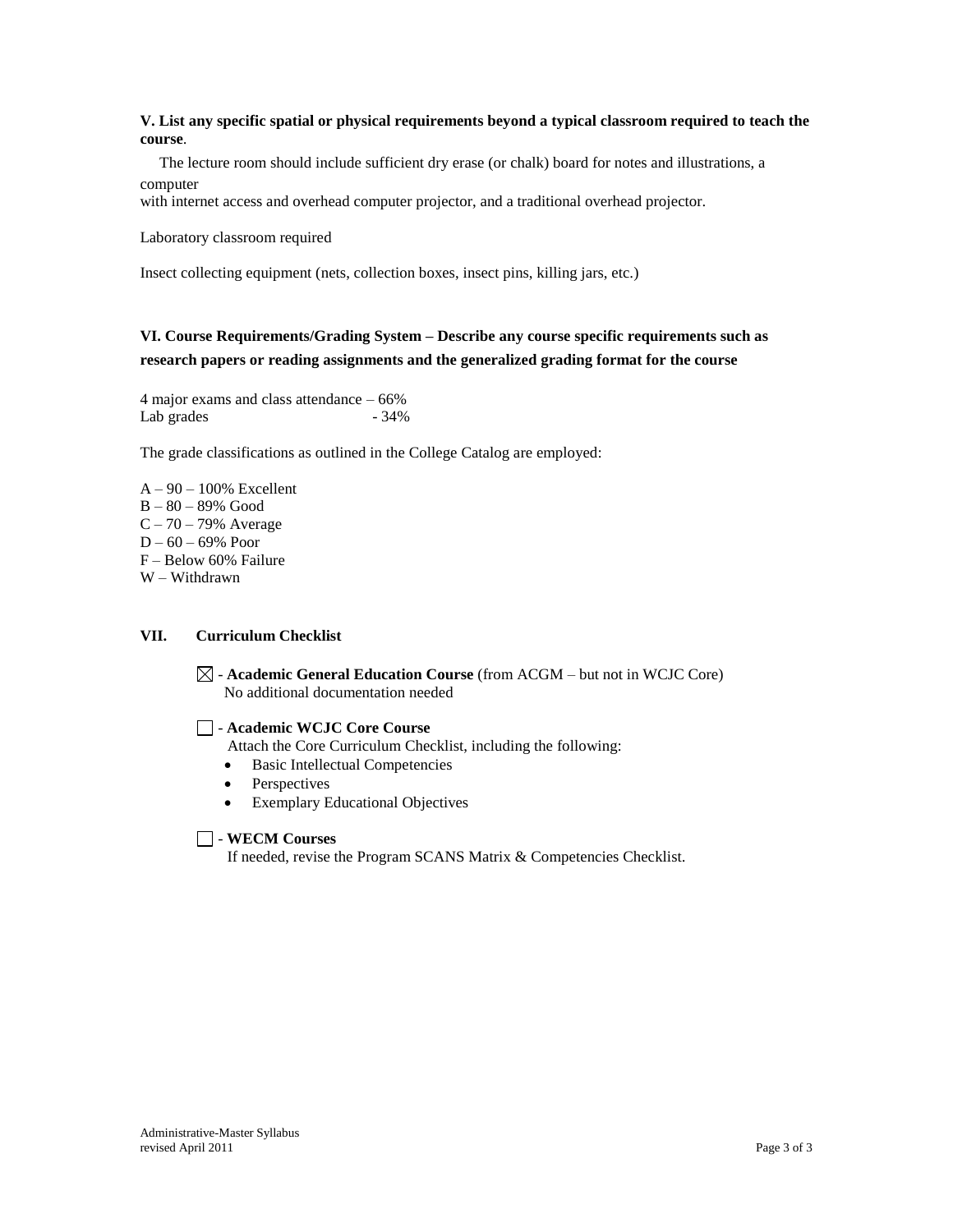**V. List any specific spatial or physical requirements beyond a typical classroom required to teach the course**.

The lecture room should include sufficient dry erase (or chalk) board for notes and illustrations, a computer
with internet access and overhead computer projector, and a traditional overhead projector.

Laboratory classroom required

Insect collecting equipment (nets, collection boxes, insect pins, killing jars, etc.)

**VI. Course Requirements/Grading System – Describe any course specific requirements such as research papers or reading assignments and the generalized grading format for the course**

4 major exams and class attendance – 66%
Lab grades - 34%

The grade classifications as outlined in the College Catalog are employed:

A – 90 – 100% Excellent
B – 80 – 89% Good
C – 70 – 79% Average
D – 60 – 69% Poor
F – Below 60% Failure
W – Withdrawn

**VII. Curriculum Checklist**

☒ - **Academic General Education Course** (from ACGM – but not in WCJC Core)
No additional documentation needed

☐ - **Academic WCJC Core Course**
Attach the Core Curriculum Checklist, including the following:

- Basic Intellectual Competencies
- Perspectives
- Exemplary Educational Objectives

☐ - **WECM Courses**
If needed, revise the Program SCANS Matrix & Competencies Checklist.